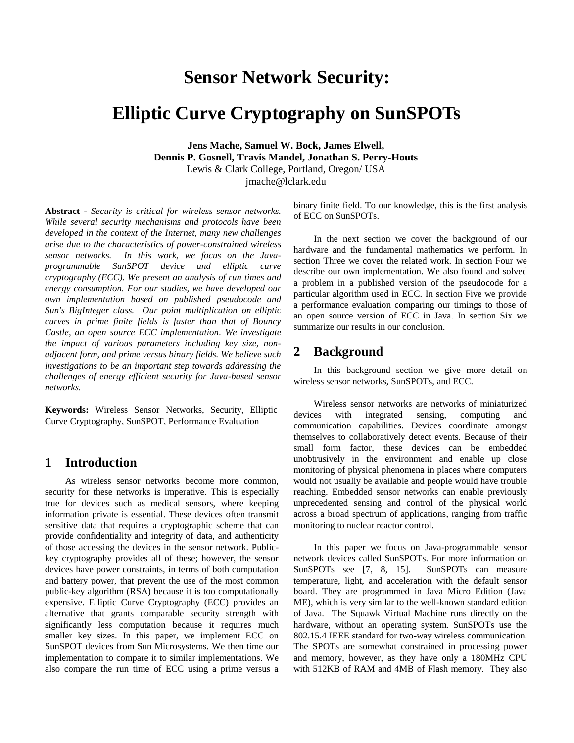# Sensor Network Security:

# Elliptic Curve Cryptography on SunSPOTs

**Jens Mache, Samuel W. Bock, James Elwell,**
**Dennis P. Gosnell, Travis Mandel, Jonathan S. Perry-Houts**
Lewis & Clark College, Portland, Oregon/ USA
jmache@lclark.edu

**Abstract** - *Security is critical for wireless sensor networks. While several security mechanisms and protocols have been developed in the context of the Internet, many new challenges arise due to the characteristics of power-constrained wireless sensor networks. In this work, we focus on the Java-programmable SunSPOT device and elliptic curve cryptography (ECC). We present an analysis of run times and energy consumption. For our studies, we have developed our own implementation based on published pseudocode and Sun's BigInteger class. Our point multiplication on elliptic curves in prime finite fields is faster than that of Bouncy Castle, an open source ECC implementation. We investigate the impact of various parameters including key size, non-adjacent form, and prime versus binary fields. We believe such investigations to be an important step towards addressing the challenges of energy efficient security for Java-based sensor networks.*

**Keywords:** Wireless Sensor Networks, Security, Elliptic Curve Cryptography, SunSPOT, Performance Evaluation

## 1 Introduction

As wireless sensor networks become more common, security for these networks is imperative. This is especially true for devices such as medical sensors, where keeping information private is essential. These devices often transmit sensitive data that requires a cryptographic scheme that can provide confidentiality and integrity of data, and authenticity of those accessing the devices in the sensor network. Public-key cryptography provides all of these; however, the sensor devices have power constraints, in terms of both computation and battery power, that prevent the use of the most common public-key algorithm (RSA) because it is too computationally expensive. Elliptic Curve Cryptography (ECC) provides an alternative that grants comparable security strength with significantly less computation because it requires much smaller key sizes. In this paper, we implement ECC on SunSPOT devices from Sun Microsystems. We then time our implementation to compare it to similar implementations. We also compare the run time of ECC using a prime versus a binary finite field. To our knowledge, this is the first analysis of ECC on SunSPOTs.

In the next section we cover the background of our hardware and the fundamental mathematics we perform. In section Three we cover the related work. In section Four we describe our own implementation. We also found and solved a problem in a published version of the pseudocode for a particular algorithm used in ECC. In section Five we provide a performance evaluation comparing our timings to those of an open source version of ECC in Java. In section Six we summarize our results in our conclusion.

## 2 Background

In this background section we give more detail on wireless sensor networks, SunSPOTs, and ECC.

Wireless sensor networks are networks of miniaturized devices with integrated sensing, computing and communication capabilities. Devices coordinate amongst themselves to collaboratively detect events. Because of their small form factor, these devices can be embedded unobtrusively in the environment and enable up close monitoring of physical phenomena in places where computers would not usually be available and people would have trouble reaching. Embedded sensor networks can enable previously unprecedented sensing and control of the physical world across a broad spectrum of applications, ranging from traffic monitoring to nuclear reactor control.

In this paper we focus on Java-programmable sensor network devices called SunSPOTs. For more information on SunSPOTs see [7, 8, 15]. SunSPOTs can measure temperature, light, and acceleration with the default sensor board. They are programmed in Java Micro Edition (Java ME), which is very similar to the well-known standard edition of Java. The Squawk Virtual Machine runs directly on the hardware, without an operating system. SunSPOTs use the 802.15.4 IEEE standard for two-way wireless communication. The SPOTs are somewhat constrained in processing power and memory, however, as they have only a 180MHz CPU with 512KB of RAM and 4MB of Flash memory. They also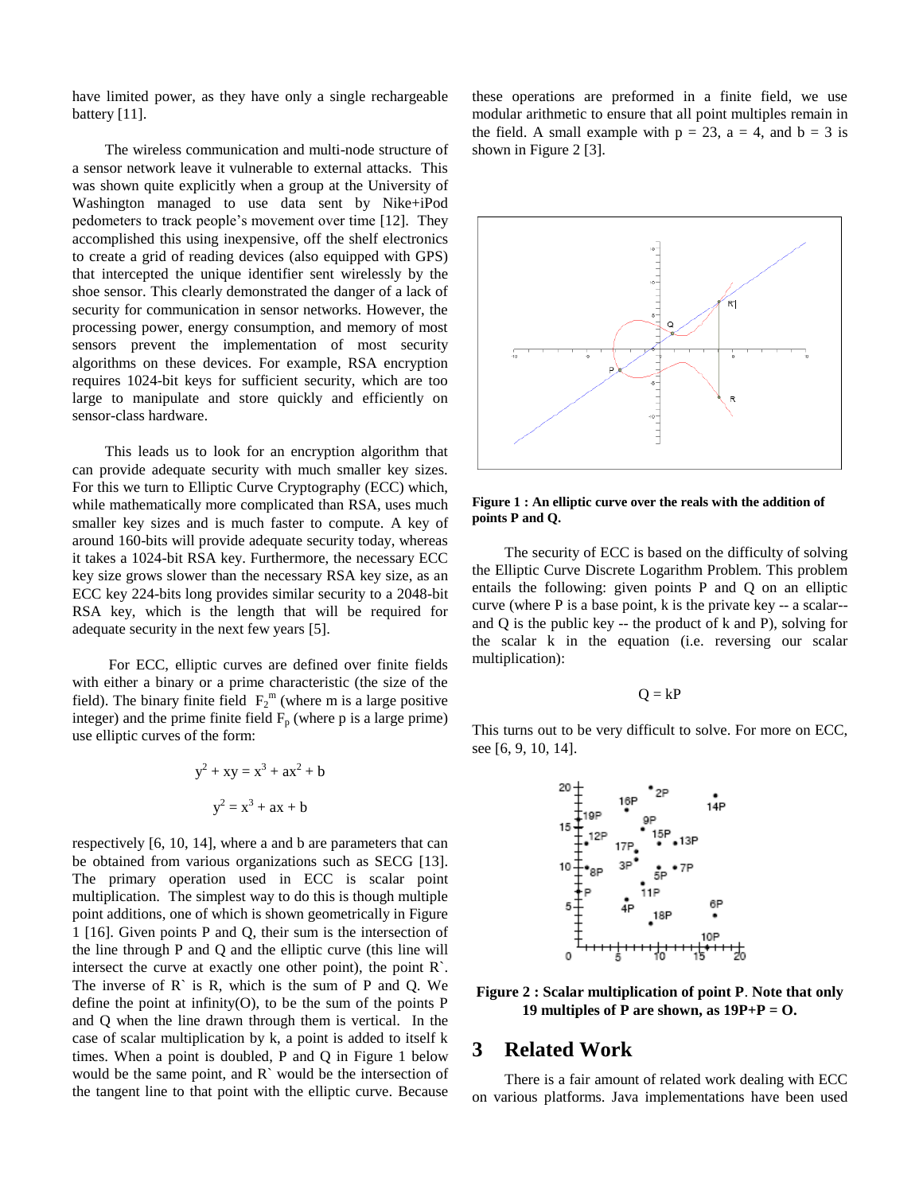have limited power, as they have only a single rechargeable battery [11].

The wireless communication and multi-node structure of a sensor network leave it vulnerable to external attacks. This was shown quite explicitly when a group at the University of Washington managed to use data sent by Nike+iPod pedometers to track people's movement over time [12]. They accomplished this using inexpensive, off the shelf electronics to create a grid of reading devices (also equipped with GPS) that intercepted the unique identifier sent wirelessly by the shoe sensor. This clearly demonstrated the danger of a lack of security for communication in sensor networks. However, the processing power, energy consumption, and memory of most sensors prevent the implementation of most security algorithms on these devices. For example, RSA encryption requires 1024-bit keys for sufficient security, which are too large to manipulate and store quickly and efficiently on sensor-class hardware.

This leads us to look for an encryption algorithm that can provide adequate security with much smaller key sizes. For this we turn to Elliptic Curve Cryptography (ECC) which, while mathematically more complicated than RSA, uses much smaller key sizes and is much faster to compute. A key of around 160-bits will provide adequate security today, whereas it takes a 1024-bit RSA key. Furthermore, the necessary ECC key size grows slower than the necessary RSA key size, as an ECC key 224-bits long provides similar security to a 2048-bit RSA key, which is the length that will be required for adequate security in the next few years [5].

For ECC, elliptic curves are defined over finite fields with either a binary or a prime characteristic (the size of the field). The binary finite field $F_2^m$ (where m is a large positive integer) and the prime finite field $F_p$ (where p is a large prime) use elliptic curves of the form:

$$y^2 + xy = x^3 + ax^2 + b$$

$$y^2 = x^3 + ax + b$$

respectively [6, 10, 14], where a and b are parameters that can be obtained from various organizations such as SECG [13]. The primary operation used in ECC is scalar point multiplication. The simplest way to do this is though multiple point additions, one of which is shown geometrically in Figure 1 [16]. Given points P and Q, their sum is the intersection of the line through P and Q and the elliptic curve (this line will intersect the curve at exactly one other point), the point R`. The inverse of R` is R, which is the sum of P and Q. We define the point at infinity(O), to be the sum of the points P and Q when the line drawn through them is vertical. In the case of scalar multiplication by k, a point is added to itself k times. When a point is doubled, P and Q in Figure 1 below would be the same point, and R` would be the intersection of the tangent line to that point with the elliptic curve. Because these operations are preformed in a finite field, we use modular arithmetic to ensure that all point multiples remain in the field. A small example with p = 23, a = 4, and b = 3 is shown in Figure 2 [3].

**Figure 1 : An elliptic curve over the reals with the addition of points P and Q.**

The security of ECC is based on the difficulty of solving the Elliptic Curve Discrete Logarithm Problem. This problem entails the following: given points P and Q on an elliptic curve (where P is a base point, k is the private key -- a scalar-- and Q is the public key -- the product of k and P), solving for the scalar k in the equation (i.e. reversing our scalar multiplication):

$$Q = kP$$

This turns out to be very difficult to solve. For more on ECC, see [6, 9, 10, 14].

**Figure 2 : Scalar multiplication of point P. Note that only 19 multiples of P are shown, as 19P+P = O.**

## 3 Related Work

There is a fair amount of related work dealing with ECC on various platforms. Java implementations have been used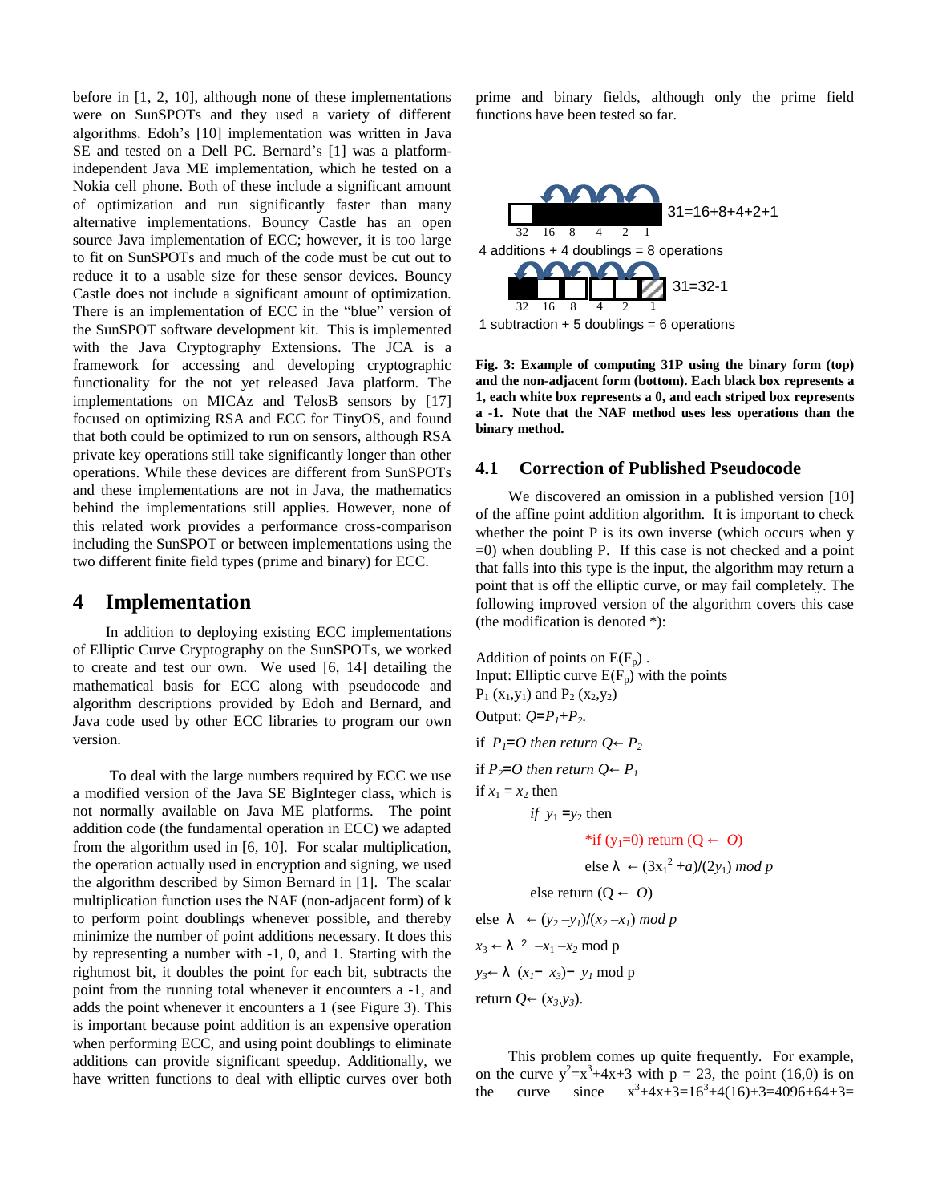before in [1, 2, 10], although none of these implementations were on SunSPOTs and they used a variety of different algorithms. Edoh's [10] implementation was written in Java SE and tested on a Dell PC. Bernard's [1] was a platform-independent Java ME implementation, which he tested on a Nokia cell phone. Both of these include a significant amount of optimization and run significantly faster than many alternative implementations. Bouncy Castle has an open source Java implementation of ECC; however, it is too large to fit on SunSPOTs and much of the code must be cut out to reduce it to a usable size for these sensor devices. Bouncy Castle does not include a significant amount of optimization. There is an implementation of ECC in the "blue" version of the SunSPOT software development kit. This is implemented with the Java Cryptography Extensions. The JCA is a framework for accessing and developing cryptographic functionality for the not yet released Java platform. The implementations on MICAz and TelosB sensors by [17] focused on optimizing RSA and ECC for TinyOS, and found that both could be optimized to run on sensors, although RSA private key operations still take significantly longer than other operations. While these devices are different from SunSPOTs and these implementations are not in Java, the mathematics behind the implementations still applies. However, none of this related work provides a performance cross-comparison including the SunSPOT or between implementations using the two different finite field types (prime and binary) for ECC.

# 4 Implementation

In addition to deploying existing ECC implementations of Elliptic Curve Cryptography on the SunSPOTs, we worked to create and test our own. We used [6, 14] detailing the mathematical basis for ECC along with pseudocode and algorithm descriptions provided by Edoh and Bernard, and Java code used by other ECC libraries to program our own version.

To deal with the large numbers required by ECC we use a modified version of the Java SE BigInteger class, which is not normally available on Java ME platforms. The point addition code (the fundamental operation in ECC) we adapted from the algorithm used in [6, 10]. For scalar multiplication, the operation actually used in encryption and signing, we used the algorithm described by Simon Bernard in [1]. The scalar multiplication function uses the NAF (non-adjacent form) of k to perform point doublings whenever possible, and thereby minimize the number of point additions necessary. It does this by representing a number with -1, 0, and 1. Starting with the rightmost bit, it doubles the point for each bit, subtracts the point from the running total whenever it encounters a -1, and adds the point whenever it encounters a 1 (see Figure 3). This is important because point addition is an expensive operation when performing ECC, and using point doublings to eliminate additions can provide significant speedup. Additionally, we have written functions to deal with elliptic curves over both prime and binary fields, although only the prime field functions have been tested so far.

31=16+8+4+2+1

32 16 8 4 2 1

4 additions + 4 doublings = 8 operations

31=32-1

32 16 8 4 2 1

1 subtraction + 5 doublings = 6 operations

**Fig. 3: Example of computing 31P using the binary form (top) and the non-adjacent form (bottom). Each black box represents a 1, each white box represents a 0, and each striped box represents a -1. Note that the NAF method uses less operations than the binary method.**

## 4.1 Correction of Published Pseudocode

We discovered an omission in a published version [10] of the affine point addition algorithm. It is important to check whether the point P is its own inverse (which occurs when y =0) when doubling P. If this case is not checked and a point that falls into this type is the input, the algorithm may return a point that is off the elliptic curve, or may fail completely. The following improved version of the algorithm covers this case (the modification is denoted *):

Addition of points on $E(F_p)$ .
Input: Elliptic curve $E(F_p)$ with the points $P_1$ $(x_1,y_1)$ and $P_2$ $(x_2,y_2)$
Output: $Q=P_1+P_2$.

if $P_1=O$ then return $Q \leftarrow P_2$

if $P_2=O$ then return $Q \leftarrow P_1$

if $x_1 = x_2$ then

    *if* $y_1 = y_2$ then

        *if ($y_1=0$) return ($Q \leftarrow O$)

        else $\lambda \leftarrow (3x_1^2 + a)/(2y_1) \bmod p$

    else return ($Q \leftarrow O$)

else $\lambda \leftarrow (y_2 - y_1)/(x_2 - x_1) \bmod p$

$x_3 \leftarrow \lambda^2 - x_1 - x_2 \bmod p$

$y_3 \leftarrow \lambda (x_1 - x_3) - y_1 \bmod p$

return $Q \leftarrow (x_3,y_3)$.

This problem comes up quite frequently. For example, on the curve $y^2=x^3+4x+3$ with p = 23, the point (16,0) is on the curve since $x^3+4x+3=16^3+4(16)+3=4096+64+3=$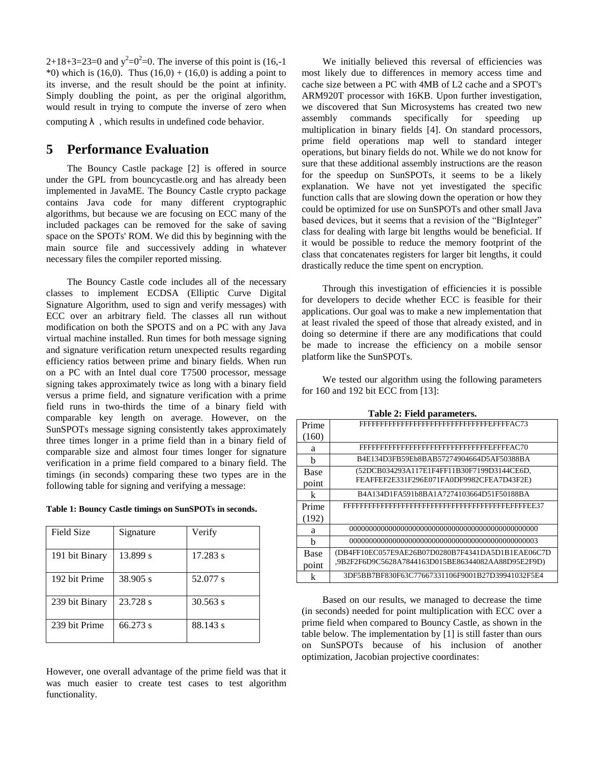$2+18+3=23=0$ and $y^2=0^2=0$. The inverse of this point is $(16,-1 *0)$ which is $(16,0)$. Thus $(16,0) + (16,0)$ is adding a point to its inverse, and the result should be the point at infinity. Simply doubling the point, as per the original algorithm, would result in trying to compute the inverse of zero when computing $\lambda$, which results in undefined code behavior.

## 5 Performance Evaluation

The Bouncy Castle package [2] is offered in source under the GPL from bouncycastle.org and has already been implemented in JavaME. The Bouncy Castle crypto package contains Java code for many different cryptographic algorithms, but because we are focusing on ECC many of the included packages can be removed for the sake of saving space on the SPOTs' ROM. We did this by beginning with the main source file and successively adding in whatever necessary files the compiler reported missing.

The Bouncy Castle code includes all of the necessary classes to implement ECDSA (Elliptic Curve Digital Signature Algorithm, used to sign and verify messages) with ECC over an arbitrary field. The classes all run without modification on both the SPOTS and on a PC with any Java virtual machine installed. Run times for both message signing and signature verification return unexpected results regarding efficiency ratios between prime and binary fields. When run on a PC with an Intel dual core T7500 processor, message signing takes approximately twice as long with a binary field versus a prime field, and signature verification with a prime field runs in two-thirds the time of a binary field with comparable key length on average. However, on the SunSPOTs message signing consistently takes approximately three times longer in a prime field than in a binary field of comparable size and almost four times longer for signature verification in a prime field compared to a binary field. The timings (in seconds) comparing these two types are in the following table for signing and verifying a message:

**Table 1: Bouncy Castle timings on SunSPOTs in seconds.**

| Field Size | Signature | Verify |
|---|---|---|
| 191 bit Binary | 13.899 s | 17.283 s |
| 192 bit Prime | 38.905 s | 52.077 s |
| 239 bit Binary | 23.728 s | 30.563 s |
| 239 bit Prime | 66.273 s | 88.143 s |

However, one overall advantage of the prime field was that it was much easier to create test cases to test algorithm functionality.

We initially believed this reversal of efficiencies was most likely due to differences in memory access time and cache size between a PC with 4MB of L2 cache and a SPOT's ARM920T processor with 16KB. Upon further investigation, we discovered that Sun Microsystems has created two new assembly commands specifically for speeding up multiplication in binary fields [4]. On standard processors, prime field operations map well to standard integer operations, but binary fields do not. While we do not know for sure that these additional assembly instructions are the reason for the speedup on SunSPOTs, it seems to be a likely explanation. We have not yet investigated the specific function calls that are slowing down the operation or how they could be optimized for use on SunSPOTs and other small Java based devices, but it seems that a revision of the "BigInteger" class for dealing with large bit lengths would be beneficial. If it would be possible to reduce the memory footprint of the class that concatenates registers for larger bit lengths, it could drastically reduce the time spent on encryption.

Through this investigation of efficiencies it is possible for developers to decide whether ECC is feasible for their applications. Our goal was to make a new implementation that at least rivaled the speed of those that already existed, and in doing so determine if there are any modifications that could be made to increase the efficiency on a mobile sensor platform like the SunSPOTs.

We tested our algorithm using the following parameters for 160 and 192 bit ECC from [13]:

**Table 2: Field parameters.**

| | |
|---|---|
| Prime (160) | FFFFFFFFFFFFFFFFFFFFFFFFFFFFFFFEFFFFAC73 |
| a | FFFFFFFFFFFFFFFFFFFFFFFFFFFFFFFEFFFFAC70 |
| b | B4E134D3FB59Eb8BAB57274904664D5AF50388BA |
| Base point | (52DCB034293A117E1F4FF11B30F7199D3144CE6D, FEAFFEF2E331F296E071FA0DF9982CFEA7D43F2E) |
| k | B4A134D1FA591b8BA1A7274103664D51F50188BA |
| Prime (192) | FFFFFFFFFFFFFFFFFFFFFFFFFFFFFFFFFFFFFFFEFFFFEE37 |
| a | 000000000000000000000000000000000000000000000000 |
| b | 000000000000000000000000000000000000000000000003 |
| Base point | (DB4FF10EC057E9AE26B07D0280B7F4341DA5D1B1EAE06C7D ,9B2F2F6D9C5628A7844163D015BE86344082AA88D95E2F9D) |
| k | 3DF5BB7BF830F63C77667331106F9001B27D39941032F5E4 |

Based on our results, we managed to decrease the time (in seconds) needed for point multiplication with ECC over a prime field when compared to Bouncy Castle, as shown in the table below. The implementation by [1] is still faster than ours on SunSPOTs because of his inclusion of another optimization, Jacobian projective coordinates: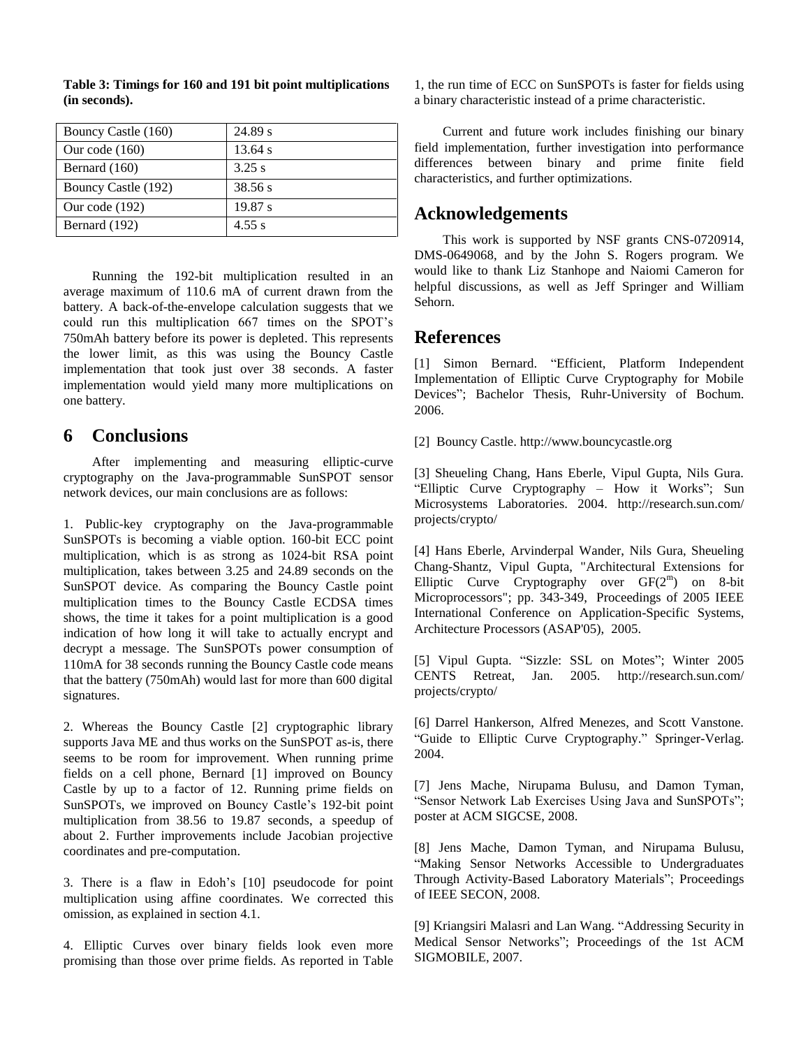**Table 3: Timings for 160 and 191 bit point multiplications (in seconds).**

| Bouncy Castle (160) | 24.89 s |
|---|---|
| Our code (160) | 13.64 s |
| Bernard (160) | 3.25 s |
| Bouncy Castle (192) | 38.56 s |
| Our code (192) | 19.87 s |
| Bernard (192) | 4.55 s |

Running the 192-bit multiplication resulted in an average maximum of 110.6 mA of current drawn from the battery. A back-of-the-envelope calculation suggests that we could run this multiplication 667 times on the SPOT's 750mAh battery before its power is depleted. This represents the lower limit, as this was using the Bouncy Castle implementation that took just over 38 seconds. A faster implementation would yield many more multiplications on one battery.

## 6 Conclusions

After implementing and measuring elliptic-curve cryptography on the Java-programmable SunSPOT sensor network devices, our main conclusions are as follows:

1. Public-key cryptography on the Java-programmable SunSPOTs is becoming a viable option. 160-bit ECC point multiplication, which is as strong as 1024-bit RSA point multiplication, takes between 3.25 and 24.89 seconds on the SunSPOT device. As comparing the Bouncy Castle point multiplication times to the Bouncy Castle ECDSA times shows, the time it takes for a point multiplication is a good indication of how long it will take to actually encrypt and decrypt a message. The SunSPOTs power consumption of 110mA for 38 seconds running the Bouncy Castle code means that the battery (750mAh) would last for more than 600 digital signatures.

2. Whereas the Bouncy Castle [2] cryptographic library supports Java ME and thus works on the SunSPOT as-is, there seems to be room for improvement. When running prime fields on a cell phone, Bernard [1] improved on Bouncy Castle by up to a factor of 12. Running prime fields on SunSPOTs, we improved on Bouncy Castle's 192-bit point multiplication from 38.56 to 19.87 seconds, a speedup of about 2. Further improvements include Jacobian projective coordinates and pre-computation.

3. There is a flaw in Edoh's [10] pseudocode for point multiplication using affine coordinates. We corrected this omission, as explained in section 4.1.

4. Elliptic Curves over binary fields look even more promising than those over prime fields. As reported in Table 1, the run time of ECC on SunSPOTs is faster for fields using a binary characteristic instead of a prime characteristic.

Current and future work includes finishing our binary field implementation, further investigation into performance differences between binary and prime finite field characteristics, and further optimizations.

## Acknowledgements

This work is supported by NSF grants CNS-0720914, DMS-0649068, and by the John S. Rogers program. We would like to thank Liz Stanhope and Naiomi Cameron for helpful discussions, as well as Jeff Springer and William Sehorn.

## References

[1] Simon Bernard. "Efficient, Platform Independent Implementation of Elliptic Curve Cryptography for Mobile Devices"; Bachelor Thesis, Ruhr-University of Bochum. 2006.

[2] Bouncy Castle. http://www.bouncycastle.org

[3] Sheueling Chang, Hans Eberle, Vipul Gupta, Nils Gura. "Elliptic Curve Cryptography – How it Works"; Sun Microsystems Laboratories. 2004. http://research.sun.com/projects/crypto/

[4] Hans Eberle, Arvinderpal Wander, Nils Gura, Sheueling Chang-Shantz, Vipul Gupta, "Architectural Extensions for Elliptic Curve Cryptography over $GF(2^m)$ on 8-bit Microprocessors"; pp. 343-349, Proceedings of 2005 IEEE International Conference on Application-Specific Systems, Architecture Processors (ASAP'05), 2005.

[5] Vipul Gupta. "Sizzle: SSL on Motes"; Winter 2005 CENTS Retreat, Jan. 2005. http://research.sun.com/projects/crypto/

[6] Darrel Hankerson, Alfred Menezes, and Scott Vanstone. "Guide to Elliptic Curve Cryptography." Springer-Verlag. 2004.

[7] Jens Mache, Nirupama Bulusu, and Damon Tyman, "Sensor Network Lab Exercises Using Java and SunSPOTs"; poster at ACM SIGCSE, 2008.

[8] Jens Mache, Damon Tyman, and Nirupama Bulusu, "Making Sensor Networks Accessible to Undergraduates Through Activity-Based Laboratory Materials"; Proceedings of IEEE SECON, 2008.

[9] Kriangsiri Malasri and Lan Wang. "Addressing Security in Medical Sensor Networks"; Proceedings of the 1st ACM SIGMOBILE, 2007.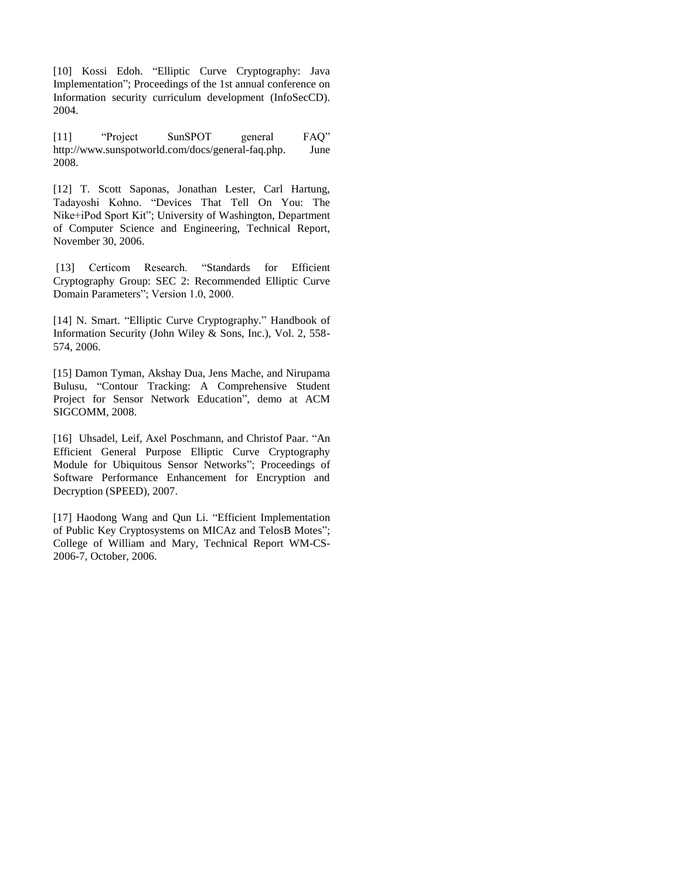[10] Kossi Edoh. “Elliptic Curve Cryptography: Java Implementation”; Proceedings of the 1st annual conference on Information security curriculum development (InfoSecCD). 2004.

[11] “Project SunSPOT general FAQ” http://www.sunspotworld.com/docs/general-faq.php. June 2008.

[12] T. Scott Saponas, Jonathan Lester, Carl Hartung, Tadayoshi Kohno. “Devices That Tell On You: The Nike+iPod Sport Kit”; University of Washington, Department of Computer Science and Engineering, Technical Report, November 30, 2006.

[13] Certicom Research. “Standards for Efficient Cryptography Group: SEC 2: Recommended Elliptic Curve Domain Parameters”; Version 1.0, 2000.

[14] N. Smart. “Elliptic Curve Cryptography.” Handbook of Information Security (John Wiley & Sons, Inc.), Vol. 2, 558-574, 2006.

[15] Damon Tyman, Akshay Dua, Jens Mache, and Nirupama Bulusu, “Contour Tracking: A Comprehensive Student Project for Sensor Network Education”, demo at ACM SIGCOMM, 2008.

[16] Uhsadel, Leif, Axel Poschmann, and Christof Paar. “An Efficient General Purpose Elliptic Curve Cryptography Module for Ubiquitous Sensor Networks”; Proceedings of Software Performance Enhancement for Encryption and Decryption (SPEED), 2007.

[17] Haodong Wang and Qun Li. “Efficient Implementation of Public Key Cryptosystems on MICAz and TelosB Motes”; College of William and Mary, Technical Report WM-CS-2006-7, October, 2006.